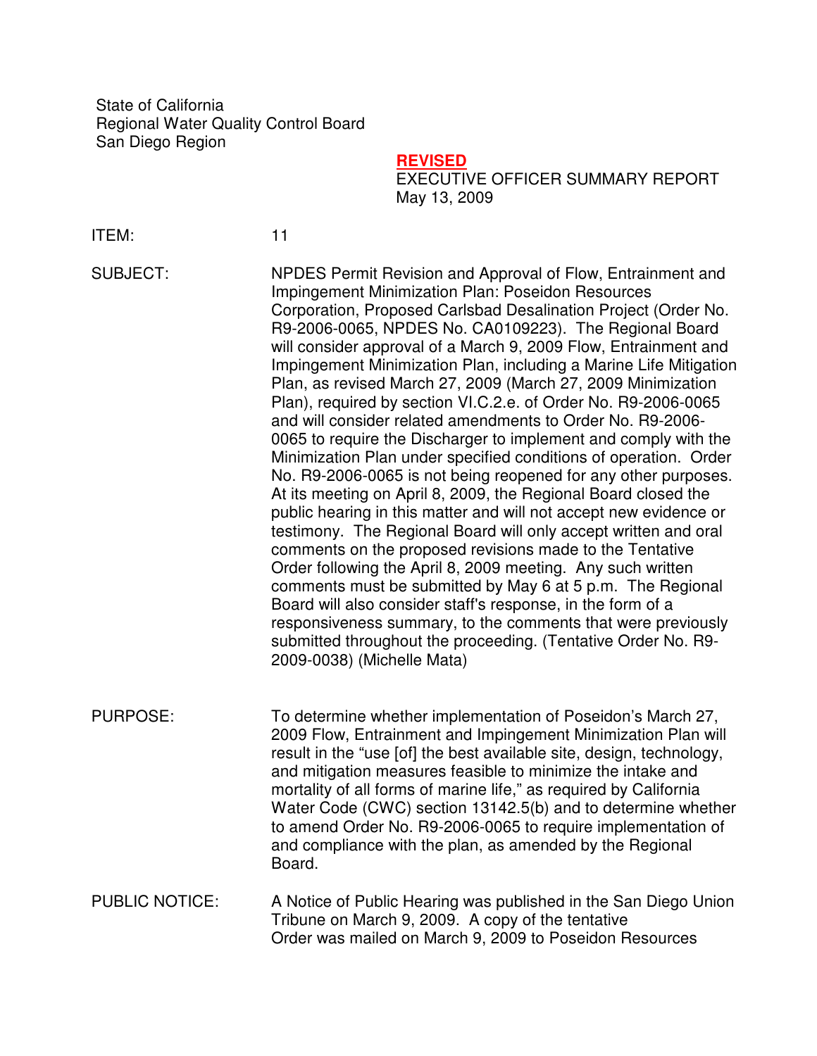State of California
Regional Water Quality Control Board
San Diego Region

**REVISED**
EXECUTIVE OFFICER SUMMARY REPORT
May 13, 2009

ITEM: 11

SUBJECT: NPDES Permit Revision and Approval of Flow, Entrainment and Impingement Minimization Plan: Poseidon Resources Corporation, Proposed Carlsbad Desalination Project (Order No. R9-2006-0065, NPDES No. CA0109223). The Regional Board will consider approval of a March 9, 2009 Flow, Entrainment and Impingement Minimization Plan, including a Marine Life Mitigation Plan, as revised March 27, 2009 (March 27, 2009 Minimization Plan), required by section VI.C.2.e. of Order No. R9-2006-0065 and will consider related amendments to Order No. R9-2006-0065 to require the Discharger to implement and comply with the Minimization Plan under specified conditions of operation. Order No. R9-2006-0065 is not being reopened for any other purposes. At its meeting on April 8, 2009, the Regional Board closed the public hearing in this matter and will not accept new evidence or testimony. The Regional Board will only accept written and oral comments on the proposed revisions made to the Tentative Order following the April 8, 2009 meeting. Any such written comments must be submitted by May 6 at 5 p.m. The Regional Board will also consider staff's response, in the form of a responsiveness summary, to the comments that were previously submitted throughout the proceeding. (Tentative Order No. R9-2009-0038) (Michelle Mata)

PURPOSE: To determine whether implementation of Poseidon's March 27, 2009 Flow, Entrainment and Impingement Minimization Plan will result in the "use [of] the best available site, design, technology, and mitigation measures feasible to minimize the intake and mortality of all forms of marine life," as required by California Water Code (CWC) section 13142.5(b) and to determine whether to amend Order No. R9-2006-0065 to require implementation of and compliance with the plan, as amended by the Regional Board.

PUBLIC NOTICE: A Notice of Public Hearing was published in the San Diego Union Tribune on March 9, 2009. A copy of the tentative Order was mailed on March 9, 2009 to Poseidon Resources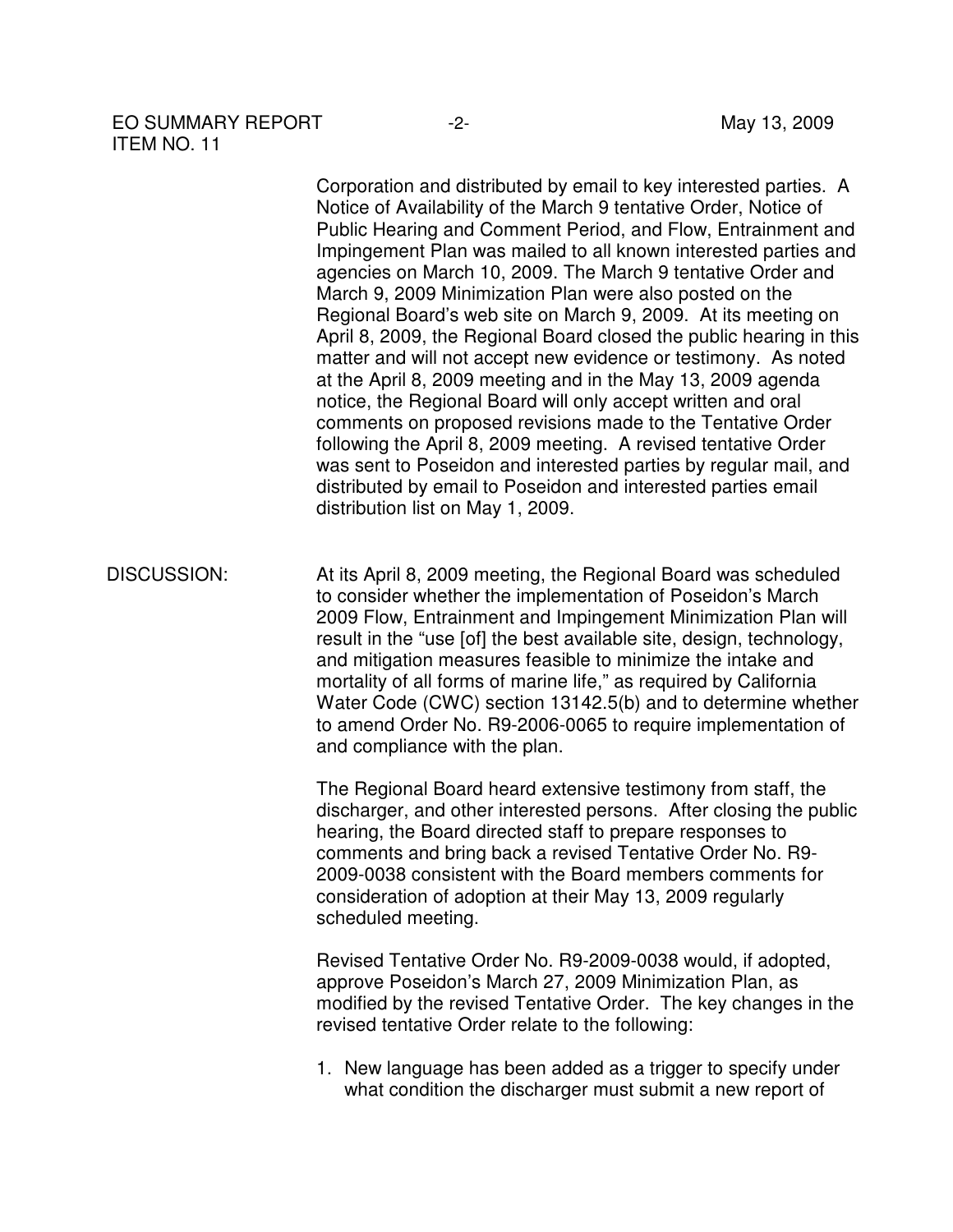Corporation and distributed by email to key interested parties. A Notice of Availability of the March 9 tentative Order, Notice of Public Hearing and Comment Period, and Flow, Entrainment and Impingement Plan was mailed to all known interested parties and agencies on March 10, 2009. The March 9 tentative Order and March 9, 2009 Minimization Plan were also posted on the Regional Board's web site on March 9, 2009. At its meeting on April 8, 2009, the Regional Board closed the public hearing in this matter and will not accept new evidence or testimony. As noted at the April 8, 2009 meeting and in the May 13, 2009 agenda notice, the Regional Board will only accept written and oral comments on proposed revisions made to the Tentative Order following the April 8, 2009 meeting. A revised tentative Order was sent to Poseidon and interested parties by regular mail, and distributed by email to Poseidon and interested parties email distribution list on May 1, 2009.

DISCUSSION: At its April 8, 2009 meeting, the Regional Board was scheduled to consider whether the implementation of Poseidon's March 2009 Flow, Entrainment and Impingement Minimization Plan will result in the "use [of] the best available site, design, technology, and mitigation measures feasible to minimize the intake and mortality of all forms of marine life," as required by California Water Code (CWC) section 13142.5(b) and to determine whether to amend Order No. R9-2006-0065 to require implementation of and compliance with the plan.

The Regional Board heard extensive testimony from staff, the discharger, and other interested persons. After closing the public hearing, the Board directed staff to prepare responses to comments and bring back a revised Tentative Order No. R9-2009-0038 consistent with the Board members comments for consideration of adoption at their May 13, 2009 regularly scheduled meeting.

Revised Tentative Order No. R9-2009-0038 would, if adopted, approve Poseidon's March 27, 2009 Minimization Plan, as modified by the revised Tentative Order. The key changes in the revised tentative Order relate to the following:

1. New language has been added as a trigger to specify under what condition the discharger must submit a new report of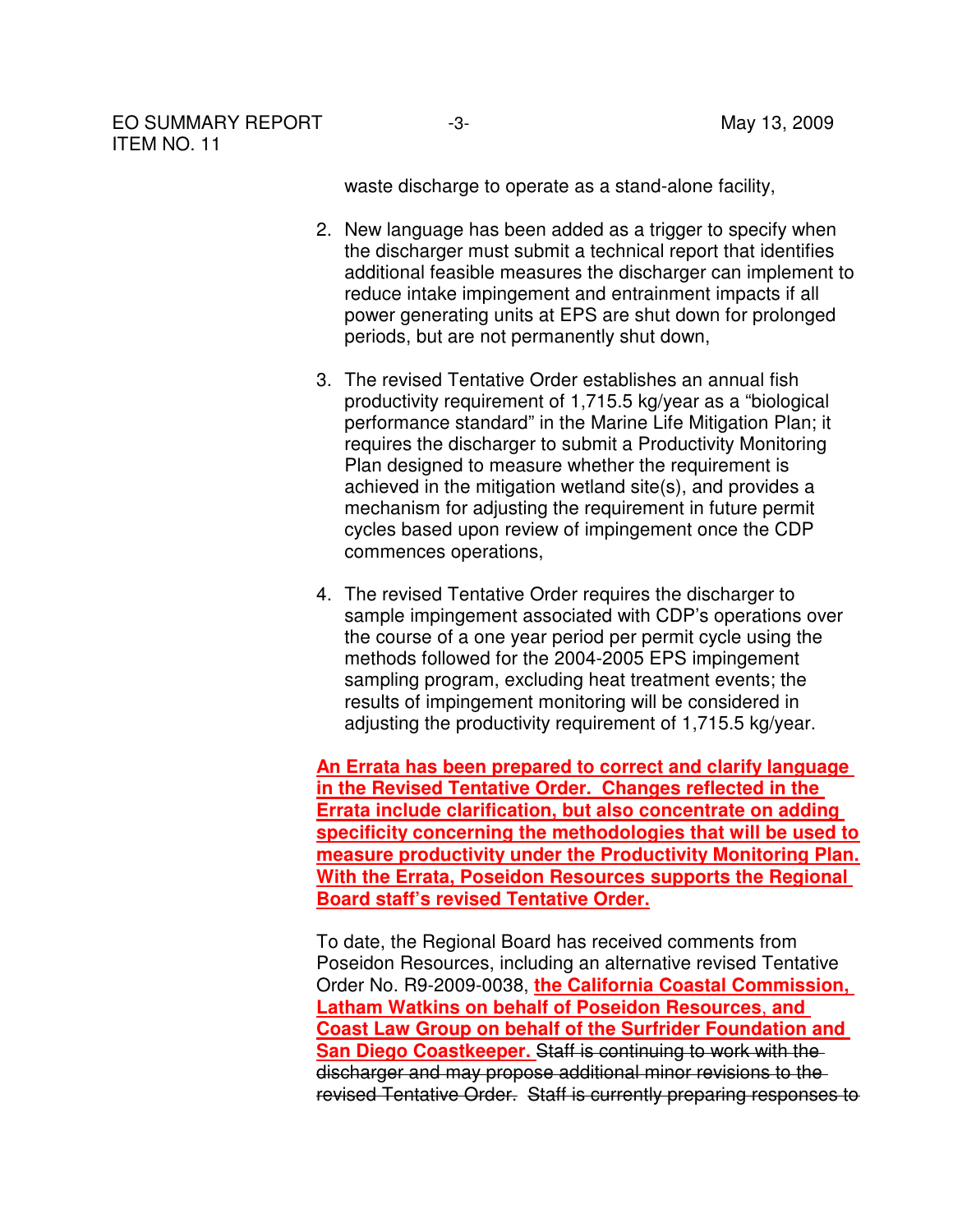waste discharge to operate as a stand-alone facility,

2. New language has been added as a trigger to specify when the discharger must submit a technical report that identifies additional feasible measures the discharger can implement to reduce intake impingement and entrainment impacts if all power generating units at EPS are shut down for prolonged periods, but are not permanently shut down,

3. The revised Tentative Order establishes an annual fish productivity requirement of 1,715.5 kg/year as a "biological performance standard" in the Marine Life Mitigation Plan; it requires the discharger to submit a Productivity Monitoring Plan designed to measure whether the requirement is achieved in the mitigation wetland site(s), and provides a mechanism for adjusting the requirement in future permit cycles based upon review of impingement once the CDP commences operations,

4. The revised Tentative Order requires the discharger to sample impingement associated with CDP's operations over the course of a one year period per permit cycle using the methods followed for the 2004-2005 EPS impingement sampling program, excluding heat treatment events; the results of impingement monitoring will be considered in adjusting the productivity requirement of 1,715.5 kg/year.

<u>**An Errata has been prepared to correct and clarify language in the Revised Tentative Order. Changes reflected in the Errata include clarification, but also concentrate on adding specificity concerning the methodologies that will be used to measure productivity under the Productivity Monitoring Plan. With the Errata, Poseidon Resources supports the Regional Board staff's revised Tentative Order.**</u>

To date, the Regional Board has received comments from Poseidon Resources, including an alternative revised Tentative Order No. R9-2009-0038, <u>**the California Coastal Commission, Latham Watkins on behalf of Poseidon Resources, and Coast Law Group on behalf of the Surfrider Foundation and San Diego Coastkeeper.**</u> ~~Staff is continuing to work with the discharger and may propose additional minor revisions to the revised Tentative Order. Staff is currently preparing responses to~~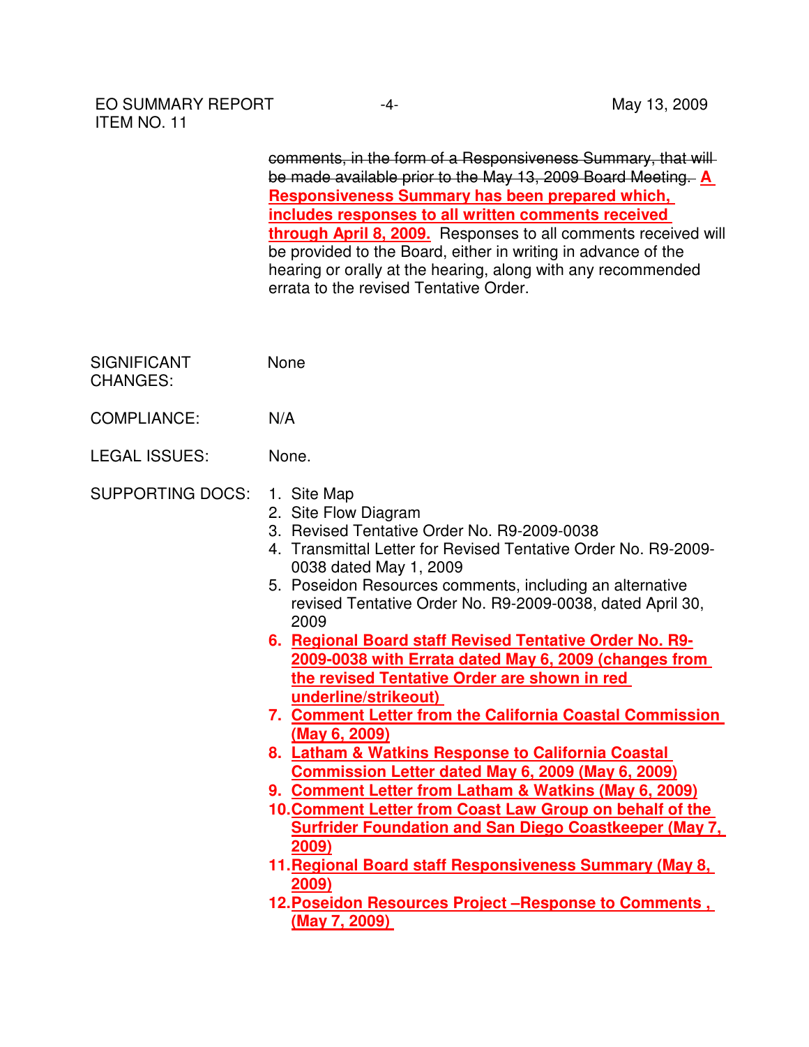~~comments, in the form of a Responsiveness Summary, that will be made available prior to the May 13, 2009 Board Meeting.~~ **A Responsiveness Summary has been prepared which, includes responses to all written comments received through April 8, 2009.** Responses to all comments received will be provided to the Board, either in writing in advance of the hearing or orally at the hearing, along with any recommended errata to the revised Tentative Order.

SIGNIFICANT CHANGES: None

COMPLIANCE: N/A

LEGAL ISSUES: None.

SUPPORTING DOCS:

1. Site Map
2. Site Flow Diagram
3. Revised Tentative Order No. R9-2009-0038
4. Transmittal Letter for Revised Tentative Order No. R9-2009-0038 dated May 1, 2009
5. Poseidon Resources comments, including an alternative revised Tentative Order No. R9-2009-0038, dated April 30, 2009
6. **Regional Board staff Revised Tentative Order No. R9-2009-0038 with Errata dated May 6, 2009 (changes from the revised Tentative Order are shown in red underline/strikeout)**
7. **Comment Letter from the California Coastal Commission (May 6, 2009)**
8. **Latham & Watkins Response to California Coastal Commission Letter dated May 6, 2009 (May 6, 2009)**
9. **Comment Letter from Latham & Watkins (May 6, 2009)**
10. **Comment Letter from Coast Law Group on behalf of the Surfrider Foundation and San Diego Coastkeeper (May 7, 2009)**
11. **Regional Board staff Responsiveness Summary (May 8, 2009)**
12. **Poseidon Resources Project –Response to Comments , (May 7, 2009)**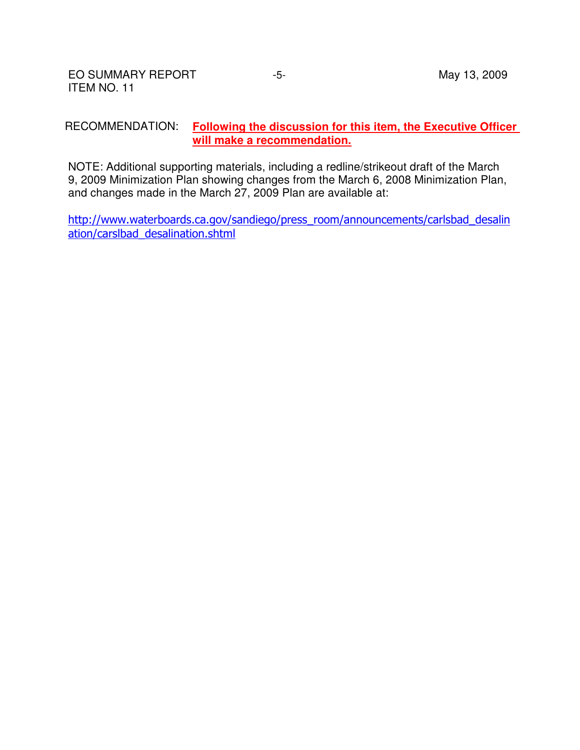RECOMMENDATION: **Following the discussion for this item, the Executive Officer will make a recommendation.**

NOTE: Additional supporting materials, including a redline/strikeout draft of the March 9, 2009 Minimization Plan showing changes from the March 6, 2008 Minimization Plan, and changes made in the March 27, 2009 Plan are available at:

http://www.waterboards.ca.gov/sandiego/press_room/announcements/carlsbad_desalination/carslbad_desalination.shtml